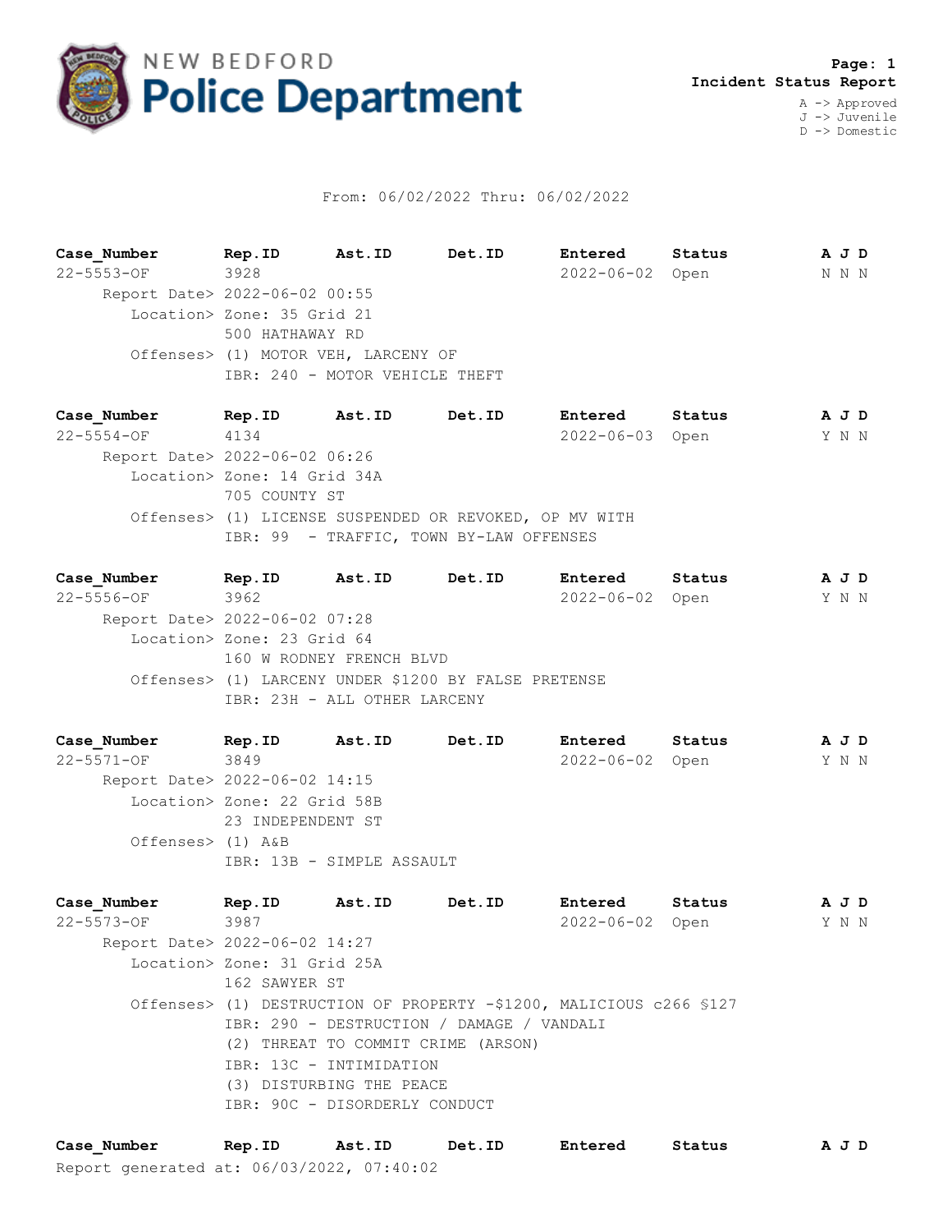# NEW BEDFORD Police Department

**Page: 1**
**Incident Status Report**

A -> Approved
J -> Juvenile
D -> Domestic

From: 06/02/2022 Thru: 06/02/2022

| Case_Number | Rep.ID | Ast.ID | Det.ID | Entered | Status | A J D |
|---|---|---|---|---|---|---|
| 22-5553-OF | 3928 | | | 2022-06-02 | Open | N N N |

Report Date> 2022-06-02 00:55
Location> Zone: 35 Grid 21
500 HATHAWAY RD
Offenses> (1) MOTOR VEH, LARCENY OF
IBR: 240 - MOTOR VEHICLE THEFT

| Case_Number | Rep.ID | Ast.ID | Det.ID | Entered | Status | A J D |
|---|---|---|---|---|---|---|
| 22-5554-OF | 4134 | | | 2022-06-03 | Open | Y N N |

Report Date> 2022-06-02 06:26
Location> Zone: 14 Grid 34A
705 COUNTY ST
Offenses> (1) LICENSE SUSPENDED OR REVOKED, OP MV WITH
IBR: 99 - TRAFFIC, TOWN BY-LAW OFFENSES

| Case_Number | Rep.ID | Ast.ID | Det.ID | Entered | Status | A J D |
|---|---|---|---|---|---|---|
| 22-5556-OF | 3962 | | | 2022-06-02 | Open | Y N N |

Report Date> 2022-06-02 07:28
Location> Zone: 23 Grid 64
160 W RODNEY FRENCH BLVD
Offenses> (1) LARCENY UNDER $1200 BY FALSE PRETENSE
IBR: 23H - ALL OTHER LARCENY

| Case_Number | Rep.ID | Ast.ID | Det.ID | Entered | Status | A J D |
|---|---|---|---|---|---|---|
| 22-5571-OF | 3849 | | | 2022-06-02 | Open | Y N N |

Report Date> 2022-06-02 14:15
Location> Zone: 22 Grid 58B
23 INDEPENDENT ST
Offenses> (1) A&B
IBR: 13B - SIMPLE ASSAULT

| Case_Number | Rep.ID | Ast.ID | Det.ID | Entered | Status | A J D |
|---|---|---|---|---|---|---|
| 22-5573-OF | 3987 | | | 2022-06-02 | Open | Y N N |

Report Date> 2022-06-02 14:27
Location> Zone: 31 Grid 25A
162 SAWYER ST
Offenses> (1) DESTRUCTION OF PROPERTY -$1200, MALICIOUS c266 §127
IBR: 290 - DESTRUCTION / DAMAGE / VANDALI
(2) THREAT TO COMMIT CRIME (ARSON)
IBR: 13C - INTIMIDATION
(3) DISTURBING THE PEACE
IBR: 90C - DISORDERLY CONDUCT

| Case_Number | Rep.ID | Ast.ID | Det.ID | Entered | Status | A J D |
|---|---|---|---|---|---|---|

Report generated at: 06/03/2022, 07:40:02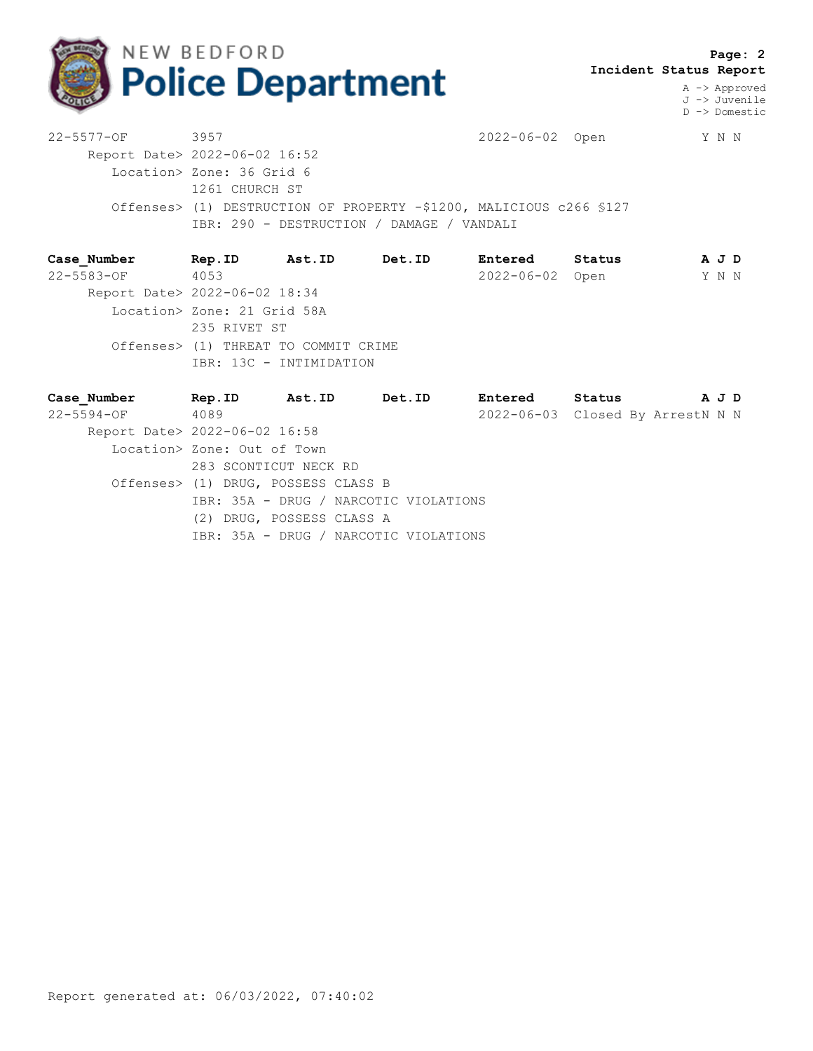**NEW BEDFORD Police Department**

**Incident Status Report**

A -> Approved
J -> Juvenile
D -> Domestic

| Case_Number | Rep.ID | Ast.ID | Det.ID | Entered | Status | A | J | D |
|---|---|---|---|---|---|---|---|---|
| 22-5577-OF | 3957 | | | 2022-06-02 | Open | Y | N | N |

Report Date> 2022-06-02 16:52
Location> Zone: 36 Grid 6
1261 CHURCH ST
Offenses> (1) DESTRUCTION OF PROPERTY -$1200, MALICIOUS c266 §127
IBR: 290 - DESTRUCTION / DAMAGE / VANDALI

| Case_Number | Rep.ID | Ast.ID | Det.ID | Entered | Status | A | J | D |
|---|---|---|---|---|---|---|---|---|
| 22-5583-OF | 4053 | | | 2022-06-02 | Open | Y | N | N |

Report Date> 2022-06-02 18:34
Location> Zone: 21 Grid 58A
235 RIVET ST
Offenses> (1) THREAT TO COMMIT CRIME
IBR: 13C - INTIMIDATION

| Case_Number | Rep.ID | Ast.ID | Det.ID | Entered | Status | A | J | D |
|---|---|---|---|---|---|---|---|---|
| 22-5594-OF | 4089 | | | 2022-06-03 | Closed By Arrest | N | N | N |

Report Date> 2022-06-02 16:58
Location> Zone: Out of Town
283 SCONTICUT NECK RD
Offenses> (1) DRUG, POSSESS CLASS B
IBR: 35A - DRUG / NARCOTIC VIOLATIONS
(2) DRUG, POSSESS CLASS A
IBR: 35A - DRUG / NARCOTIC VIOLATIONS

Report generated at: 06/03/2022, 07:40:02